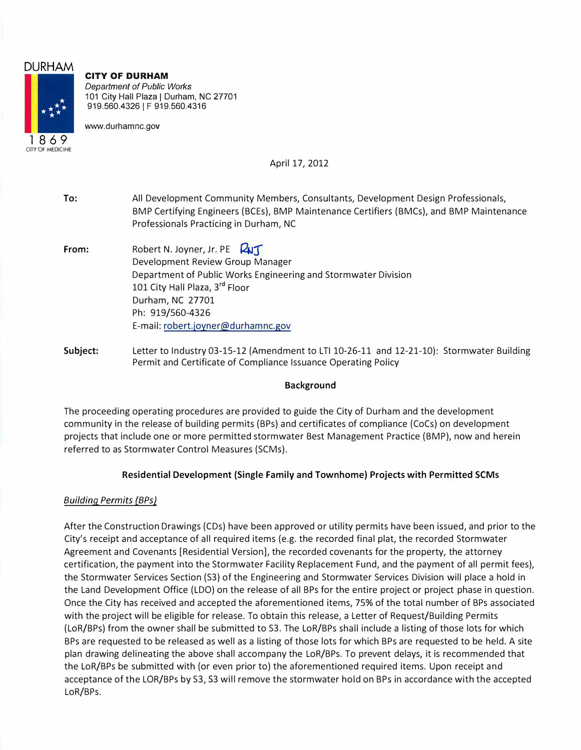DURHAM

1869
CITY OF MEDICINE

**CITY OF DURHAM**
*Department of Public Works*
101 City Hall Plaza | Durham, NC 27701
919.560.4326 | F 919.560.4316

www.durhamnc.gov

April 17, 2012

**To:** All Development Community Members, Consultants, Development Design Professionals, BMP Certifying Engineers (BCEs), BMP Maintenance Certifiers (BMCs), and BMP Maintenance Professionals Practicing in Durham, NC

**From:** Robert N. Joyner, Jr. PE RNJ
Development Review Group Manager
Department of Public Works Engineering and Stormwater Division
101 City Hall Plaza, 3rd Floor
Durham, NC 27701
Ph: 919/560-4326
E-mail: robert.joyner@durhamnc.gov

**Subject:** Letter to Industry 03-15-12 (Amendment to LTI 10-26-11 and 12-21-10): Stormwater Building Permit and Certificate of Compliance Issuance Operating Policy

## Background

The proceeding operating procedures are provided to guide the City of Durham and the development community in the release of building permits (BPs) and certificates of compliance (CoCs) on development projects that include one or more permitted stormwater Best Management Practice (BMP), now and herein referred to as Stormwater Control Measures (SCMs).

## Residential Development (Single Family and Townhome) Projects with Permitted SCMs

### *Building Permits (BPs)*

After the Construction Drawings (CDs) have been approved or utility permits have been issued, and prior to the City's receipt and acceptance of all required items (e.g. the recorded final plat, the recorded Stormwater Agreement and Covenants [Residential Version], the recorded covenants for the property, the attorney certification, the payment into the Stormwater Facility Replacement Fund, and the payment of all permit fees), the Stormwater Services Section (S3) of the Engineering and Stormwater Services Division will place a hold in the Land Development Office (LDO) on the release of all BPs for the entire project or project phase in question. Once the City has received and accepted the aforementioned items, 75% of the total number of BPs associated with the project will be eligible for release. To obtain this release, a Letter of Request/Building Permits (LoR/BPs) from the owner shall be submitted to S3. The LoR/BPs shall include a listing of those lots for which BPs are requested to be released as well as a listing of those lots for which BPs are requested to be held. A site plan drawing delineating the above shall accompany the LoR/BPs. To prevent delays, it is recommended that the LoR/BPs be submitted with (or even prior to) the aforementioned required items. Upon receipt and acceptance of the LOR/BPs by S3, S3 will remove the stormwater hold on BPs in accordance with the accepted LoR/BPs.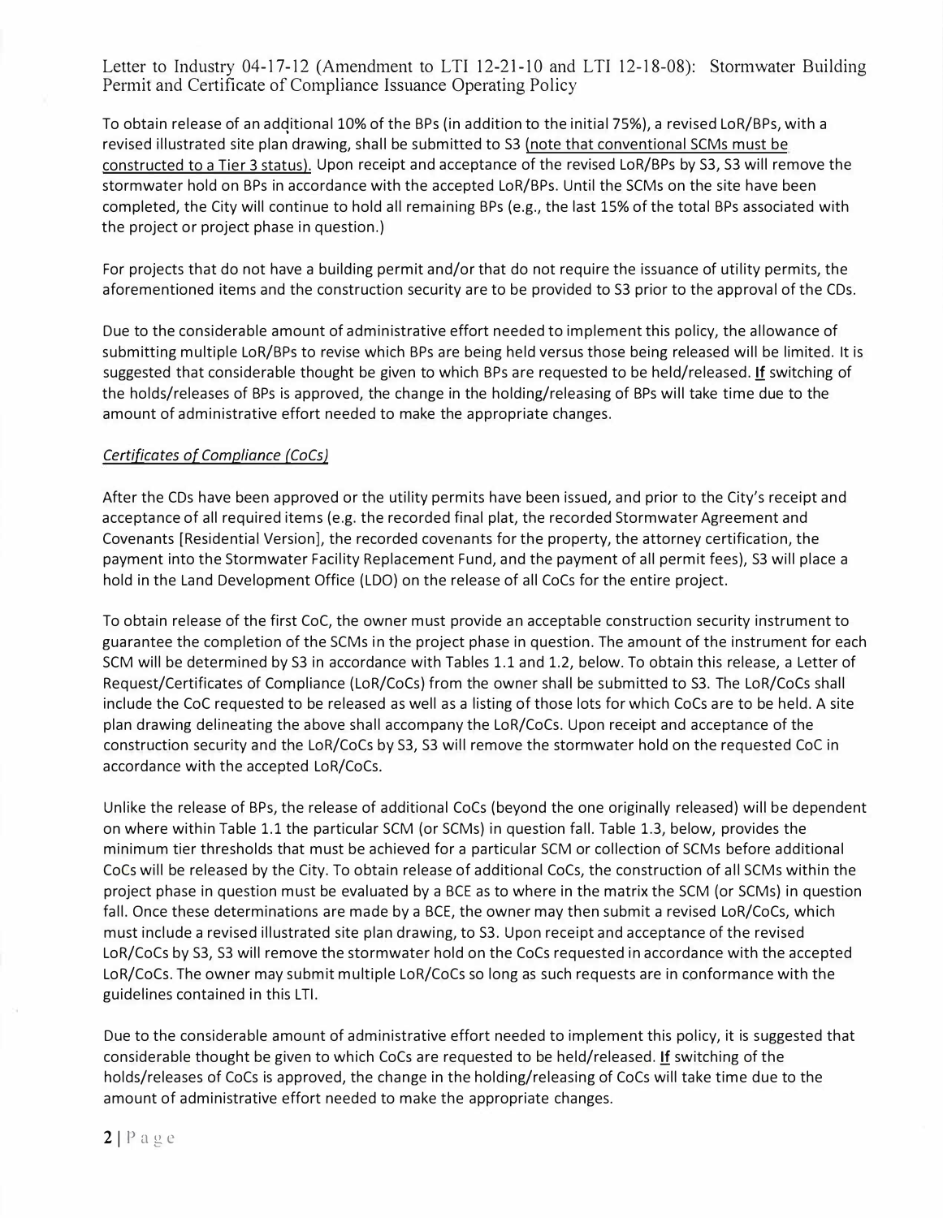To obtain release of an additional 10% of the BPs (in addition to the initial 75%), a revised LoR/BPs, with a revised illustrated site plan drawing, shall be submitted to S3 (note that conventional SCMs must be constructed to a Tier 3 status). Upon receipt and acceptance of the revised LoR/BPs by S3, S3 will remove the stormwater hold on BPs in accordance with the accepted LoR/BPs. Until the SCMs on the site have been completed, the City will continue to hold all remaining BPs (e.g., the last 15% of the total BPs associated with the project or project phase in question.)

For projects that do not have a building permit and/or that do not require the issuance of utility permits, the aforementioned items and the construction security are to be provided to S3 prior to the approval of the CDs.

Due to the considerable amount of administrative effort needed to implement this policy, the allowance of submitting multiple LoR/BPs to revise which BPs are being held versus those being released will be limited. It is suggested that considerable thought be given to which BPs are requested to be held/released. **If** switching of the holds/releases of BPs is approved, the change in the holding/releasing of BPs will take time due to the amount of administrative effort needed to make the appropriate changes.

*Certificates of Compliance (CoCs)*

After the CDs have been approved or the utility permits have been issued, and prior to the City's receipt and acceptance of all required items (e.g. the recorded final plat, the recorded Stormwater Agreement and Covenants [Residential Version], the recorded covenants for the property, the attorney certification, the payment into the Stormwater Facility Replacement Fund, and the payment of all permit fees), S3 will place a hold in the Land Development Office (LDO) on the release of all CoCs for the entire project.

To obtain release of the first CoC, the owner must provide an acceptable construction security instrument to guarantee the completion of the SCMs in the project phase in question. The amount of the instrument for each SCM will be determined by S3 in accordance with Tables 1.1 and 1.2, below. To obtain this release, a Letter of Request/Certificates of Compliance (LoR/CoCs) from the owner shall be submitted to S3. The LoR/CoCs shall include the CoC requested to be released as well as a listing of those lots for which CoCs are to be held. A site plan drawing delineating the above shall accompany the LoR/CoCs. Upon receipt and acceptance of the construction security and the LoR/CoCs by S3, S3 will remove the stormwater hold on the requested CoC in accordance with the accepted LoR/CoCs.

Unlike the release of BPs, the release of additional CoCs (beyond the one originally released) will be dependent on where within Table 1.1 the particular SCM (or SCMs) in question fall. Table 1.3, below, provides the minimum tier thresholds that must be achieved for a particular SCM or collection of SCMs before additional CoCs will be released by the City. To obtain release of additional CoCs, the construction of all SCMs within the project phase in question must be evaluated by a BCE as to where in the matrix the SCM (or SCMs) in question fall. Once these determinations are made by a BCE, the owner may then submit a revised LoR/CoCs, which must include a revised illustrated site plan drawing, to S3. Upon receipt and acceptance of the revised LoR/CoCs by S3, S3 will remove the stormwater hold on the CoCs requested in accordance with the accepted LoR/CoCs. The owner may submit multiple LoR/CoCs so long as such requests are in conformance with the guidelines contained in this LTI.

Due to the considerable amount of administrative effort needed to implement this policy, it is suggested that considerable thought be given to which CoCs are requested to be held/released. **If** switching of the holds/releases of CoCs is approved, the change in the holding/releasing of CoCs will take time due to the amount of administrative effort needed to make the appropriate changes.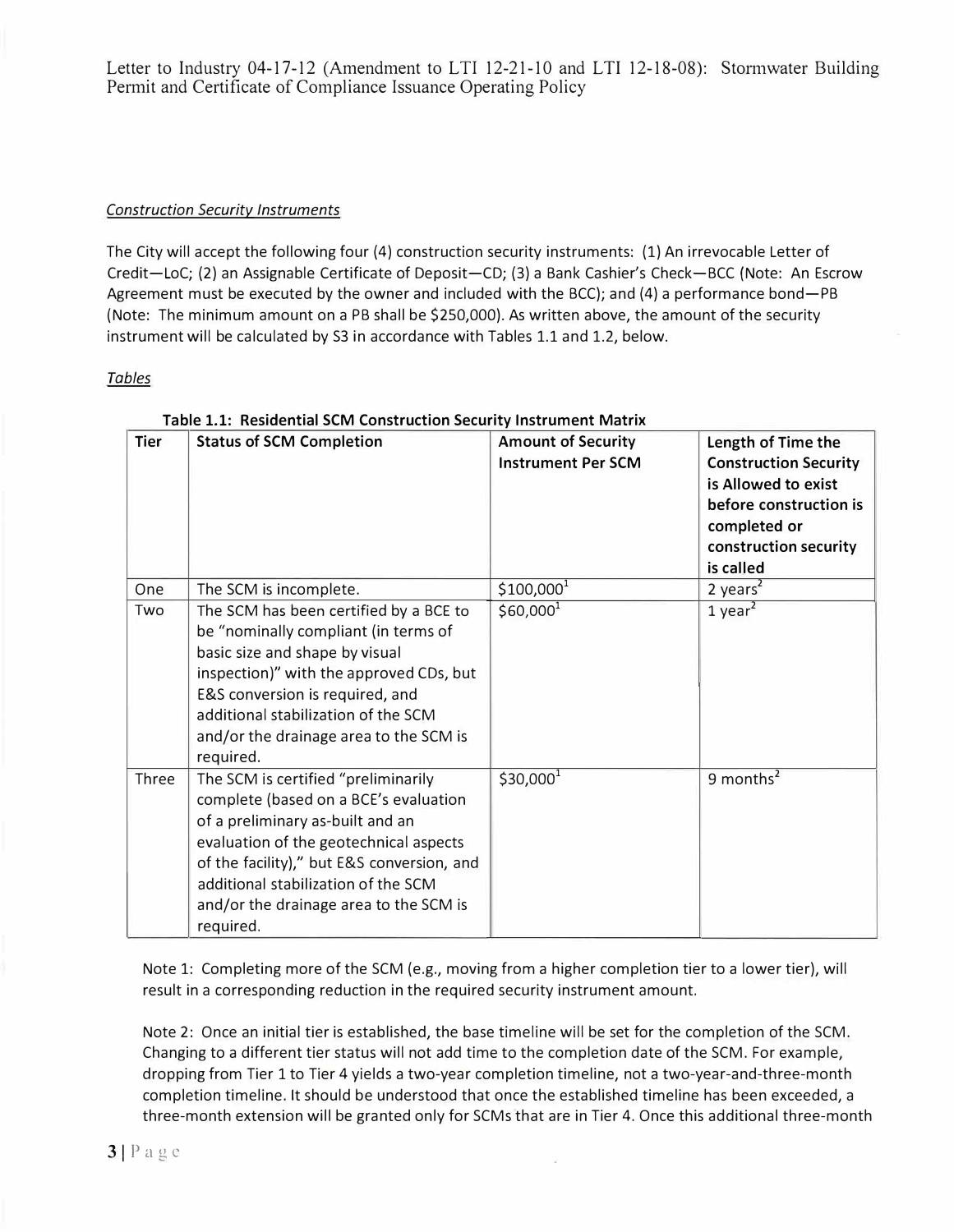*Construction Security Instruments*

The City will accept the following four (4) construction security instruments: (1) An irrevocable Letter of Credit—LoC; (2) an Assignable Certificate of Deposit—CD; (3) a Bank Cashier's Check—BCC (Note: An Escrow Agreement must be executed by the owner and included with the BCC); and (4) a performance bond—PB (Note: The minimum amount on a PB shall be $250,000). As written above, the amount of the security instrument will be calculated by S3 in accordance with Tables 1.1 and 1.2, below.

*Tables*

**Table 1.1: Residential SCM Construction Security Instrument Matrix**

| Tier | Status of SCM Completion | Amount of Security Instrument Per SCM | Length of Time the Construction Security is Allowed to exist before construction is completed or construction security is called |
|---|---|---|---|
| One | The SCM is incomplete. | $100,000[1] | 2 years[2] |
| Two | The SCM has been certified by a BCE to be "nominally compliant (in terms of basic size and shape by visual inspection)" with the approved CDs, but E&S conversion is required, and additional stabilization of the SCM and/or the drainage area to the SCM is required. | $60,000[1] | 1 year[2] |
| Three | The SCM is certified "preliminarily complete (based on a BCE's evaluation of a preliminary as-built and an evaluation of the geotechnical aspects of the facility)," but E&S conversion, and additional stabilization of the SCM and/or the drainage area to the SCM is required. | $30,000[1] | 9 months[2] |

Note 1: Completing more of the SCM (e.g., moving from a higher completion tier to a lower tier), will result in a corresponding reduction in the required security instrument amount.

Note 2: Once an initial tier is established, the base timeline will be set for the completion of the SCM. Changing to a different tier status will not add time to the completion date of the SCM. For example, dropping from Tier 1 to Tier 4 yields a two-year completion timeline, not a two-year-and-three-month completion timeline. It should be understood that once the established timeline has been exceeded, a three-month extension will be granted only for SCMs that are in Tier 4. Once this additional three-month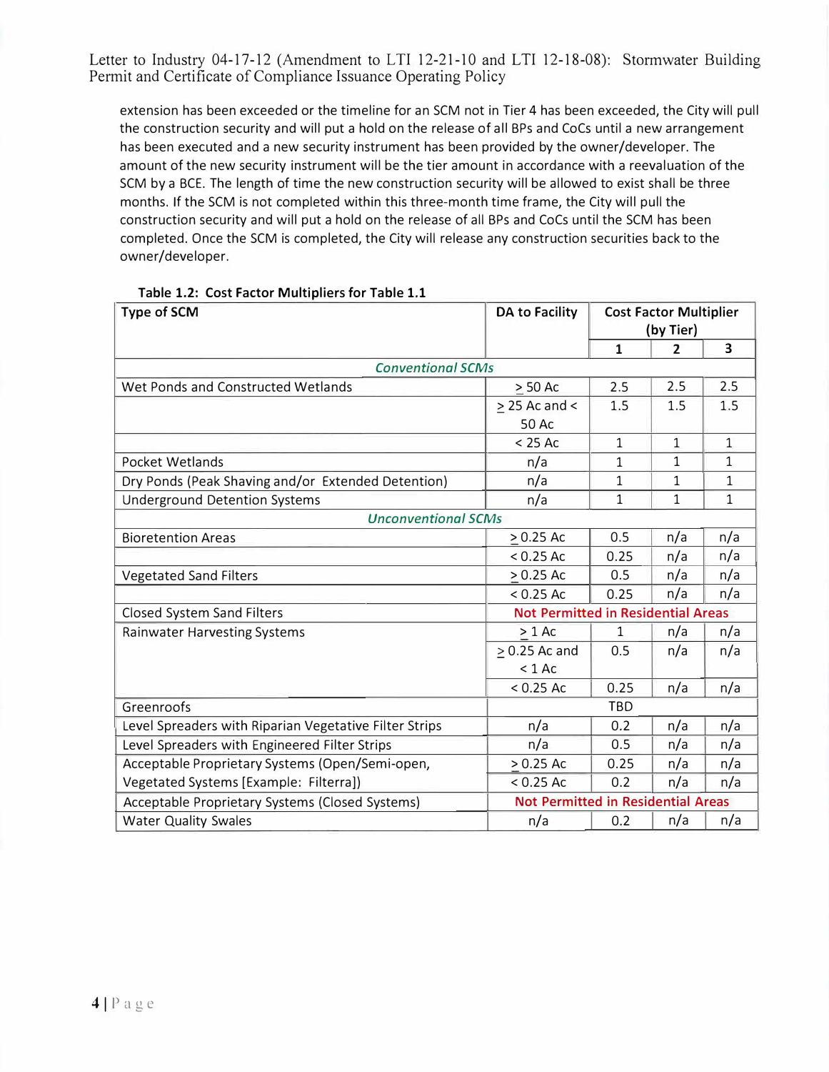extension has been exceeded or the timeline for an SCM not in Tier 4 has been exceeded, the City will pull the construction security and will put a hold on the release of all BPs and CoCs until a new arrangement has been executed and a new security instrument has been provided by the owner/developer. The amount of the new security instrument will be the tier amount in accordance with a reevaluation of the SCM by a BCE. The length of time the new construction security will be allowed to exist shall be three months. If the SCM is not completed within this three-month time frame, the City will pull the construction security and will put a hold on the release of all BPs and CoCs until the SCM has been completed. Once the SCM is completed, the City will release any construction securities back to the owner/developer.

**Table 1.2: Cost Factor Multipliers for Table 1.1**

| Type of SCM | DA to Facility | Cost Factor Multiplier (by Tier) | | |
|---|---|---|---|---|
| | | 1 | 2 | 3 |
| *Conventional SCMs* | | | | |
| Wet Ponds and Constructed Wetlands | ≥ 50 Ac | 2.5 | 2.5 | 2.5 |
| | ≥ 25 Ac and < 50 Ac | 1.5 | 1.5 | 1.5 |
| | < 25 Ac | 1 | 1 | 1 |
| Pocket Wetlands | n/a | 1 | 1 | 1 |
| Dry Ponds (Peak Shaving and/or Extended Detention) | n/a | 1 | 1 | 1 |
| Underground Detention Systems | n/a | 1 | 1 | 1 |
| *Unconventional SCMs* | | | | |
| Bioretention Areas | ≥ 0.25 Ac | 0.5 | n/a | n/a |
| | < 0.25 Ac | 0.25 | n/a | n/a |
| Vegetated Sand Filters | ≥ 0.25 Ac | 0.5 | n/a | n/a |
| | < 0.25 Ac | 0.25 | n/a | n/a |
| Closed System Sand Filters | Not Permitted in Residential Areas | | | |
| Rainwater Harvesting Systems | ≥ 1 Ac | 1 | n/a | n/a |
| | ≥ 0.25 Ac and < 1 Ac | 0.5 | n/a | n/a |
| | < 0.25 Ac | 0.25 | n/a | n/a |
| Greenroofs | TBD | | | |
| Level Spreaders with Riparian Vegetative Filter Strips | n/a | 0.2 | n/a | n/a |
| Level Spreaders with Engineered Filter Strips | n/a | 0.5 | n/a | n/a |
| Acceptable Proprietary Systems (Open/Semi-open, Vegetated Systems [Example: Filterra]) | ≥ 0.25 Ac | 0.25 | n/a | n/a |
| | < 0.25 Ac | 0.2 | n/a | n/a |
| Acceptable Proprietary Systems (Closed Systems) | Not Permitted in Residential Areas | | | |
| Water Quality Swales | n/a | 0.2 | n/a | n/a |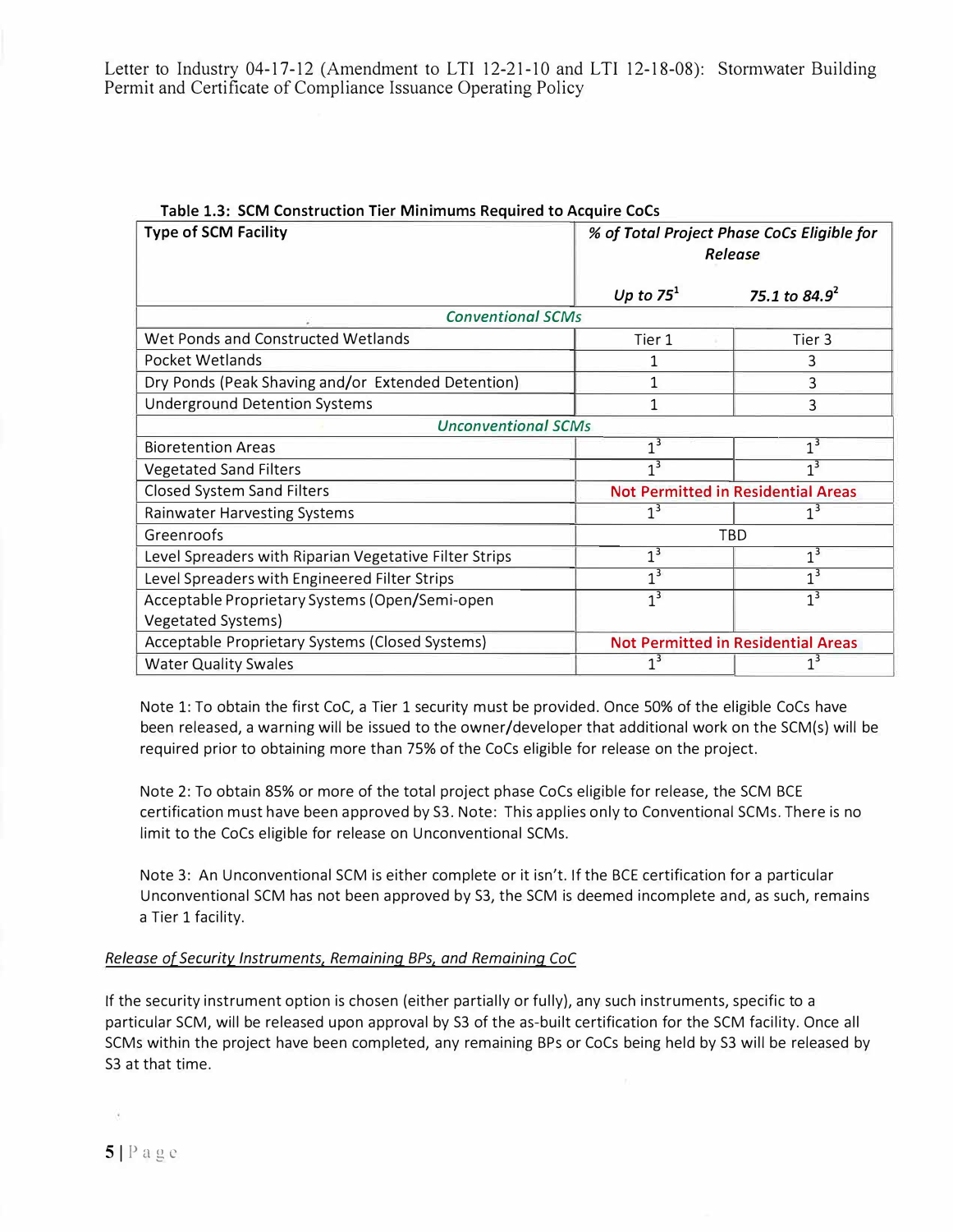Table 1.3: SCM Construction Tier Minimums Required to Acquire CoCs

| Type of SCM Facility | *% of Total Project Phase CoCs Eligible for Release* | |
|---|---|---|
| | *Up to 75*[1] | *75.1 to 84.9*[2] |
| *Conventional SCMs* | | |
| Wet Ponds and Constructed Wetlands | Tier 1 | Tier 3 |
| Pocket Wetlands | 1 | 3 |
| Dry Ponds (Peak Shaving and/or Extended Detention) | 1 | 3 |
| Underground Detention Systems | 1 | 3 |
| *Unconventional SCMs* | | |
| Bioretention Areas | 1[3] | 1[3] |
| Vegetated Sand Filters | 1[3] | 1[3] |
| Closed System Sand Filters | Not Permitted in Residential Areas | |
| Rainwater Harvesting Systems | 1[3] | 1[3] |
| Greenroofs | TBD | |
| Level Spreaders with Riparian Vegetative Filter Strips | 1[3] | 1[3] |
| Level Spreaders with Engineered Filter Strips | 1[3] | 1[3] |
| Acceptable Proprietary Systems (Open/Semi-open Vegetated Systems) | 1[3] | 1[3] |
| Acceptable Proprietary Systems (Closed Systems) | Not Permitted in Residential Areas | |
| Water Quality Swales | 1[3] | 1[3] |

Note 1: To obtain the first CoC, a Tier 1 security must be provided. Once 50% of the eligible CoCs have been released, a warning will be issued to the owner/developer that additional work on the SCM(s) will be required prior to obtaining more than 75% of the CoCs eligible for release on the project.

Note 2: To obtain 85% or more of the total project phase CoCs eligible for release, the SCM BCE certification must have been approved by S3. Note: This applies only to Conventional SCMs. There is no limit to the CoCs eligible for release on Unconventional SCMs.

Note 3: An Unconventional SCM is either complete or it isn't. If the BCE certification for a particular Unconventional SCM has not been approved by S3, the SCM is deemed incomplete and, as such, remains a Tier 1 facility.

*Release of Security Instruments, Remaining BPs, and Remaining CoC*

If the security instrument option is chosen (either partially or fully), any such instruments, specific to a particular SCM, will be released upon approval by S3 of the as-built certification for the SCM facility. Once all SCMs within the project have been completed, any remaining BPs or CoCs being held by S3 will be released by S3 at that time.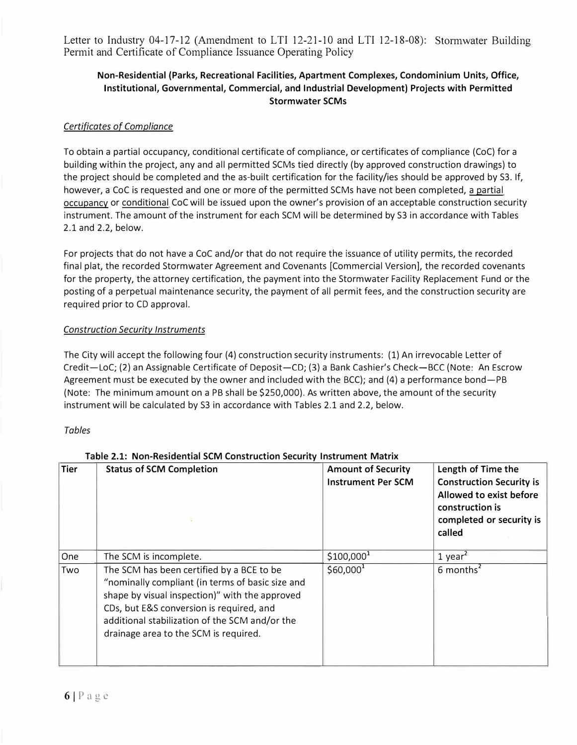Letter to Industry 04-17-12 (Amendment to LTI 12-21-10 and LTI 12-18-08): Stormwater Building Permit and Certificate of Compliance Issuance Operating Policy

**Non-Residential (Parks, Recreational Facilities, Apartment Complexes, Condominium Units, Office, Institutional, Governmental, Commercial, and Industrial Development) Projects with Permitted Stormwater SCMs**

*Certificates of Compliance*

To obtain a partial occupancy, conditional certificate of compliance, or certificates of compliance (CoC) for a building within the project, any and all permitted SCMs tied directly (by approved construction drawings) to the project should be completed and the as-built certification for the facility/ies should be approved by S3. If, however, a CoC is requested and one or more of the permitted SCMs have not been completed, a partial occupancy or conditional CoC will be issued upon the owner's provision of an acceptable construction security instrument. The amount of the instrument for each SCM will be determined by S3 in accordance with Tables 2.1 and 2.2, below.

For projects that do not have a CoC and/or that do not require the issuance of utility permits, the recorded final plat, the recorded Stormwater Agreement and Covenants [Commercial Version], the recorded covenants for the property, the attorney certification, the payment into the Stormwater Facility Replacement Fund or the posting of a perpetual maintenance security, the payment of all permit fees, and the construction security are required prior to CD approval.

*Construction Security Instruments*

The City will accept the following four (4) construction security instruments: (1) An irrevocable Letter of Credit—LoC; (2) an Assignable Certificate of Deposit—CD; (3) a Bank Cashier's Check—BCC (Note: An Escrow Agreement must be executed by the owner and included with the BCC); and (4) a performance bond—PB (Note: The minimum amount on a PB shall be $250,000). As written above, the amount of the security instrument will be calculated by S3 in accordance with Tables 2.1 and 2.2, below.

*Tables*

**Table 2.1: Non-Residential SCM Construction Security Instrument Matrix**

| Tier | Status of SCM Completion | Amount of Security Instrument Per SCM | Length of Time the Construction Security is Allowed to exist before construction is completed or security is called |
|---|---|---|---|
| One | The SCM is incomplete. | $100,000[1] | 1 year[2] |
| Two | The SCM has been certified by a BCE to be "nominally compliant (in terms of basic size and shape by visual inspection)" with the approved CDs, but E&S conversion is required, and additional stabilization of the SCM and/or the drainage area to the SCM is required. | $60,000[1] | 6 months[2] |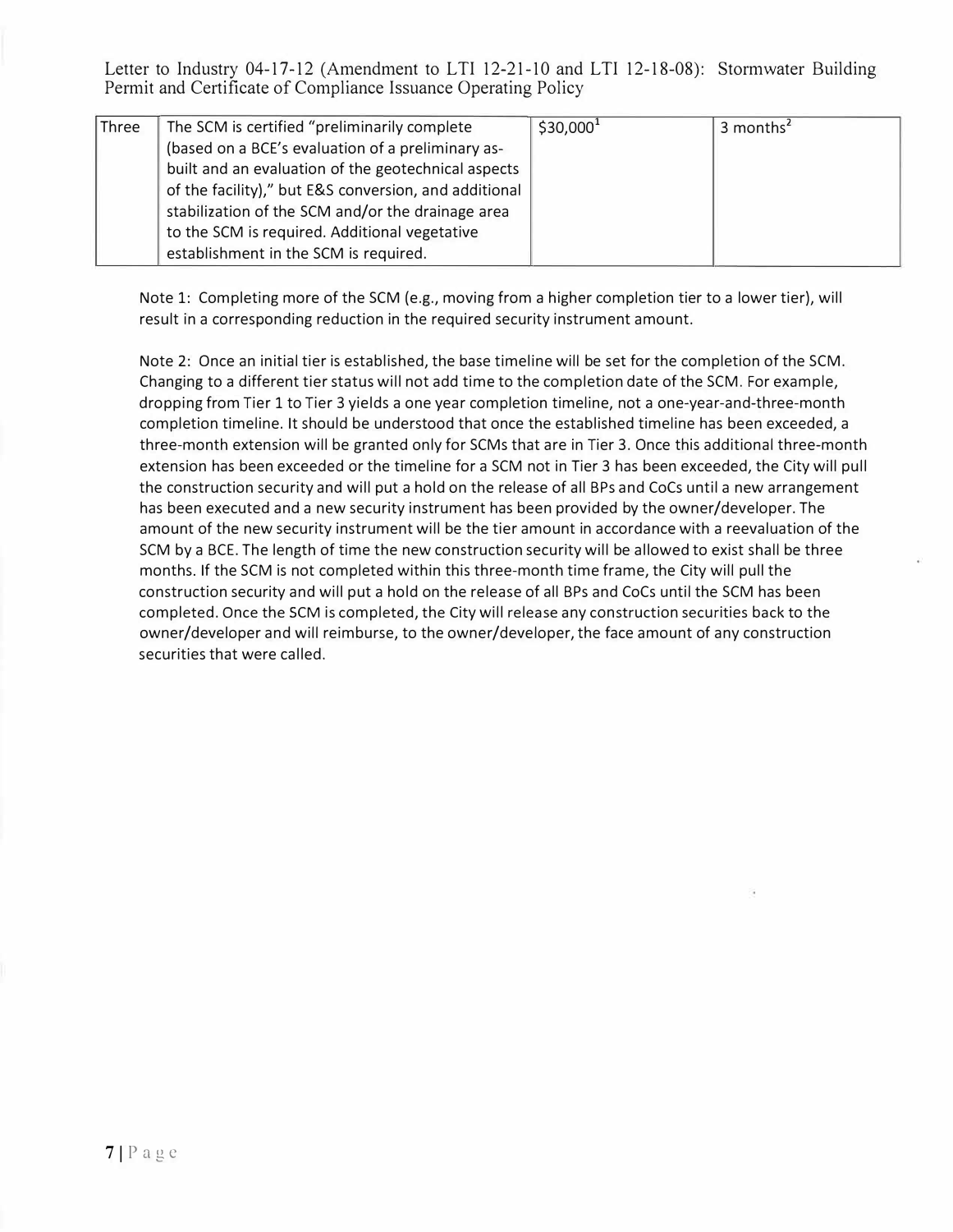| Three | The SCM is certified "preliminarily complete (based on a BCE's evaluation of a preliminary as-built and an evaluation of the geotechnical aspects of the facility)," but E&S conversion, and additional stabilization of the SCM and/or the drainage area to the SCM is required. Additional vegetative establishment in the SCM is required. | $30,000[1] | 3 months[2] |
|---|---|---|---|

Note 1: Completing more of the SCM (e.g., moving from a higher completion tier to a lower tier), will result in a corresponding reduction in the required security instrument amount.

Note 2: Once an initial tier is established, the base timeline will be set for the completion of the SCM. Changing to a different tier status will not add time to the completion date of the SCM. For example, dropping from Tier 1 to Tier 3 yields a one year completion timeline, not a one-year-and-three-month completion timeline. It should be understood that once the established timeline has been exceeded, a three-month extension will be granted only for SCMs that are in Tier 3. Once this additional three-month extension has been exceeded or the timeline for a SCM not in Tier 3 has been exceeded, the City will pull the construction security and will put a hold on the release of all BPs and CoCs until a new arrangement has been executed and a new security instrument has been provided by the owner/developer. The amount of the new security instrument will be the tier amount in accordance with a reevaluation of the SCM by a BCE. The length of time the new construction security will be allowed to exist shall be three months. If the SCM is not completed within this three-month time frame, the City will pull the construction security and will put a hold on the release of all BPs and CoCs until the SCM has been completed. Once the SCM is completed, the City will release any construction securities back to the owner/developer and will reimburse, to the owner/developer, the face amount of any construction securities that were called.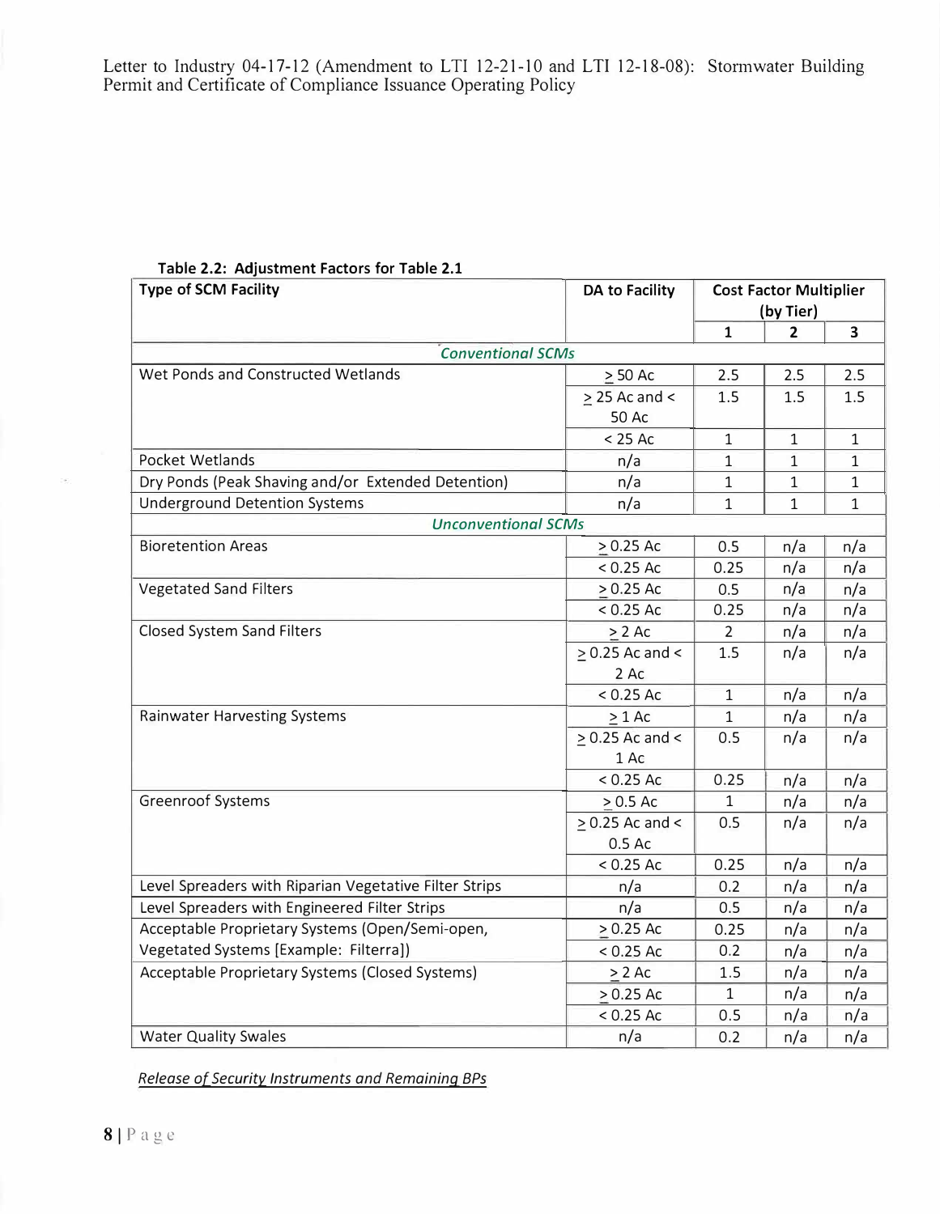**Table 2.2: Adjustment Factors for Table 2.1**

| Type of SCM Facility | DA to Facility | Cost Factor Multiplier (by Tier) | | |
|---|---|---|---|---|
| | | 1 | 2 | 3 |
| *Conventional SCMs* | | | | |
| Wet Ponds and Constructed Wetlands | ≥ 50 Ac | 2.5 | 2.5 | 2.5 |
| | ≥ 25 Ac and < 50 Ac | 1.5 | 1.5 | 1.5 |
| | < 25 Ac | 1 | 1 | 1 |
| Pocket Wetlands | n/a | 1 | 1 | 1 |
| Dry Ponds (Peak Shaving and/or Extended Detention) | n/a | 1 | 1 | 1 |
| Underground Detention Systems | n/a | 1 | 1 | 1 |
| *Unconventional SCMs* | | | | |
| Bioretention Areas | ≥ 0.25 Ac | 0.5 | n/a | n/a |
| | < 0.25 Ac | 0.25 | n/a | n/a |
| Vegetated Sand Filters | ≥ 0.25 Ac | 0.5 | n/a | n/a |
| | < 0.25 Ac | 0.25 | n/a | n/a |
| Closed System Sand Filters | ≥ 2 Ac | 2 | n/a | n/a |
| | ≥ 0.25 Ac and < 2 Ac | 1.5 | n/a | n/a |
| | < 0.25 Ac | 1 | n/a | n/a |
| Rainwater Harvesting Systems | ≥ 1 Ac | 1 | n/a | n/a |
| | ≥ 0.25 Ac and < 1 Ac | 0.5 | n/a | n/a |
| | < 0.25 Ac | 0.25 | n/a | n/a |
| Greenroof Systems | ≥ 0.5 Ac | 1 | n/a | n/a |
| | ≥ 0.25 Ac and < 0.5 Ac | 0.5 | n/a | n/a |
| | < 0.25 Ac | 0.25 | n/a | n/a |
| Level Spreaders with Riparian Vegetative Filter Strips | n/a | 0.2 | n/a | n/a |
| Level Spreaders with Engineered Filter Strips | n/a | 0.5 | n/a | n/a |
| Acceptable Proprietary Systems (Open/Semi-open, Vegetated Systems [Example: Filterra]) | ≥ 0.25 Ac | 0.25 | n/a | n/a |
| | < 0.25 Ac | 0.2 | n/a | n/a |
| Acceptable Proprietary Systems (Closed Systems) | ≥ 2 Ac | 1.5 | n/a | n/a |
| | ≥ 0.25 Ac | 1 | n/a | n/a |
| | < 0.25 Ac | 0.5 | n/a | n/a |
| Water Quality Swales | n/a | 0.2 | n/a | n/a |

*Release of Security Instruments and Remaining BPs*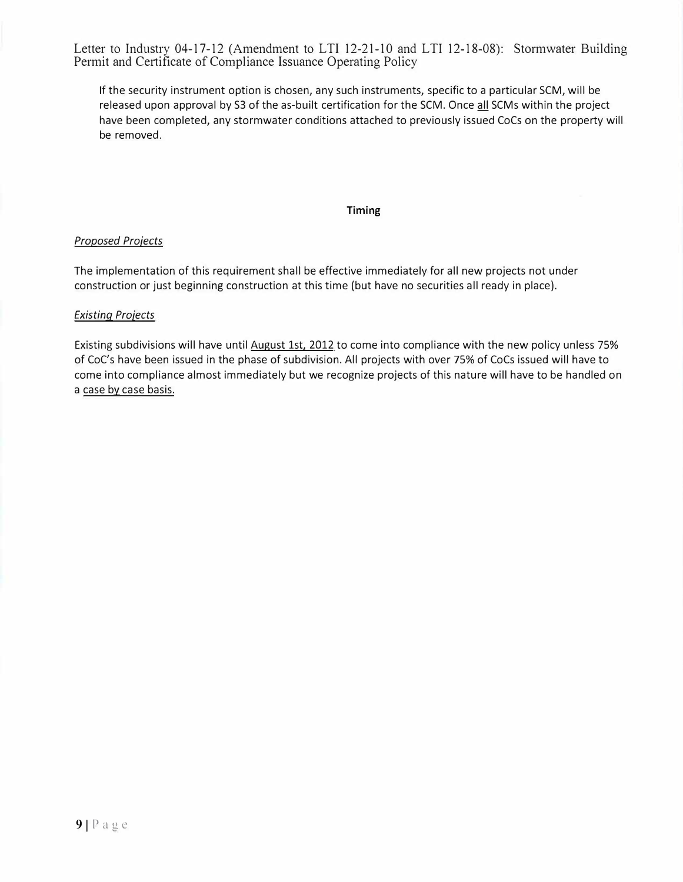If the security instrument option is chosen, any such instruments, specific to a particular SCM, will be released upon approval by S3 of the as-built certification for the SCM. Once all SCMs within the project have been completed, any stormwater conditions attached to previously issued CoCs on the property will be removed.

**Timing**

*Proposed Projects*

The implementation of this requirement shall be effective immediately for all new projects not under construction or just beginning construction at this time (but have no securities all ready in place).

*Existing Projects*

Existing subdivisions will have until August 1st, 2012 to come into compliance with the new policy unless 75% of CoC's have been issued in the phase of subdivision. All projects with over 75% of CoCs issued will have to come into compliance almost immediately but we recognize projects of this nature will have to be handled on a case by case basis.